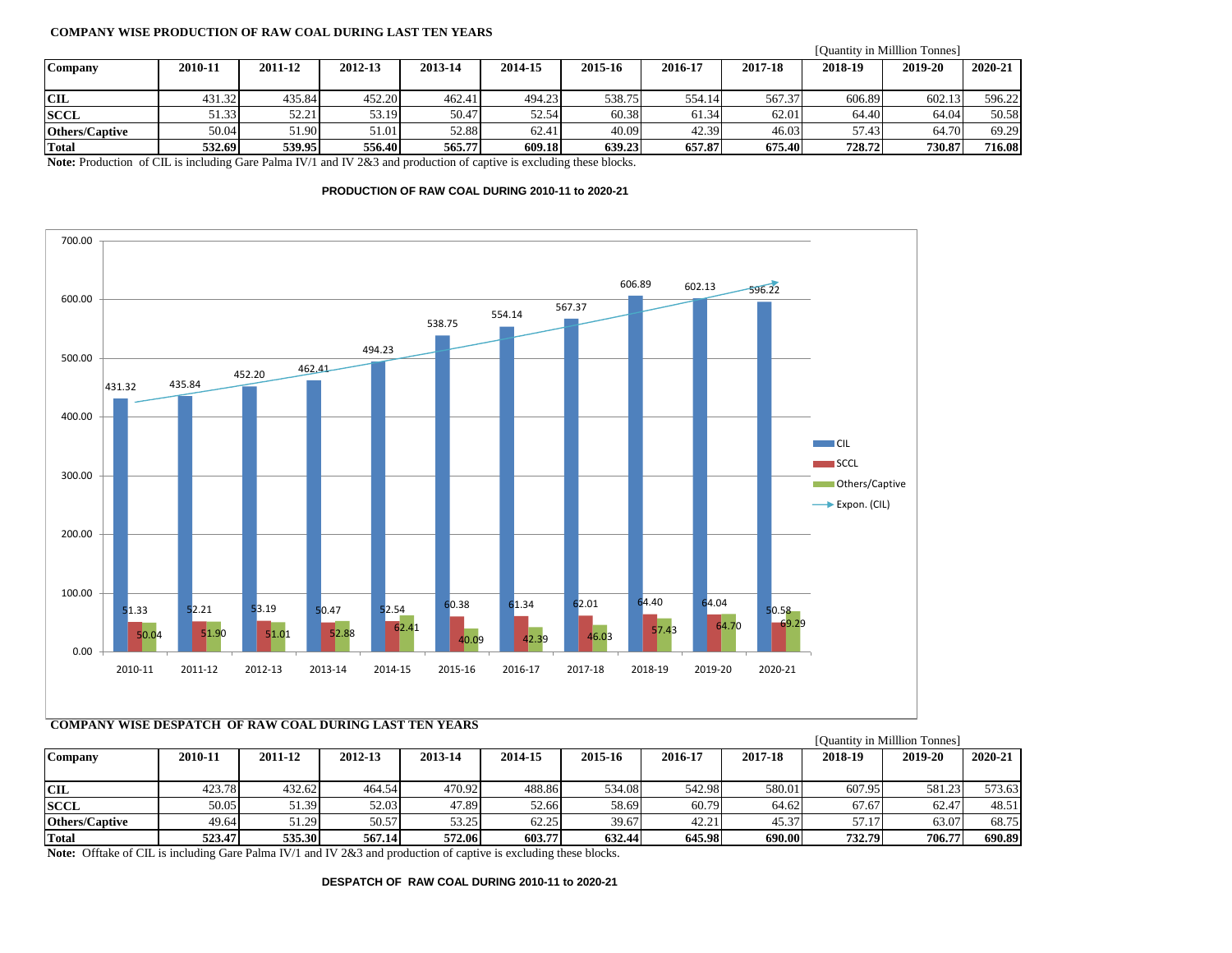## COMPANY WISE PRODUCTION OF RAW COAL DURING LAST TEN YEARS

[Quantity in Milllion Tonnes]

| Company | 2010-11 | 2011-12 | 2012-13 | 2013-14 | 2014-15 | 2015-16 | 2016-17 | 2017-18 | 2018-19 | 2019-20 | 2020-21 |
|---|---|---|---|---|---|---|---|---|---|---|---|
| **CIL** | 431.32 | 435.84 | 452.20 | 462.41 | 494.23 | 538.75 | 554.14 | 567.37 | 606.89 | 602.13 | 596.22 |
| **SCCL** | 51.33 | 52.21 | 53.19 | 50.47 | 52.54 | 60.38 | 61.34 | 62.01 | 64.40 | 64.04 | 50.58 |
| **Others/Captive** | 50.04 | 51.90 | 51.01 | 52.88 | 62.41 | 40.09 | 42.39 | 46.03 | 57.43 | 64.70 | 69.29 |
| **Total** | **532.69** | **539.95** | **556.40** | **565.77** | **609.18** | **639.23** | **657.87** | **675.40** | **728.72** | **730.87** | **716.08** |

**Note:** Production of CIL is including Gare Palma IV/1 and IV 2&3 and production of captive is excluding these blocks.

**PRODUCTION OF RAW COAL DURING 2010-11 to 2020-21**

## COMPANY WISE DESPATCH OF RAW COAL DURING LAST TEN YEARS

[Quantity in Milllion Tonnes]

| Company | 2010-11 | 2011-12 | 2012-13 | 2013-14 | 2014-15 | 2015-16 | 2016-17 | 2017-18 | 2018-19 | 2019-20 | 2020-21 |
|---|---|---|---|---|---|---|---|---|---|---|---|
| **CIL** | 423.78 | 432.62 | 464.54 | 470.92 | 488.86 | 534.08 | 542.98 | 580.01 | 607.95 | 581.23 | 573.63 |
| **SCCL** | 50.05 | 51.39 | 52.03 | 47.89 | 52.66 | 58.69 | 60.79 | 64.62 | 67.67 | 62.47 | 48.51 |
| **Others/Captive** | 49.64 | 51.29 | 50.57 | 53.25 | 62.25 | 39.67 | 42.21 | 45.37 | 57.17 | 63.07 | 68.75 |
| **Total** | **523.47** | **535.30** | **567.14** | **572.06** | **603.77** | **632.44** | **645.98** | **690.00** | **732.79** | **706.77** | **690.89** |

**Note:** Offtake of CIL is including Gare Palma IV/1 and IV 2&3 and production of captive is excluding these blocks.

**DESPATCH OF RAW COAL DURING 2010-11 to 2020-21**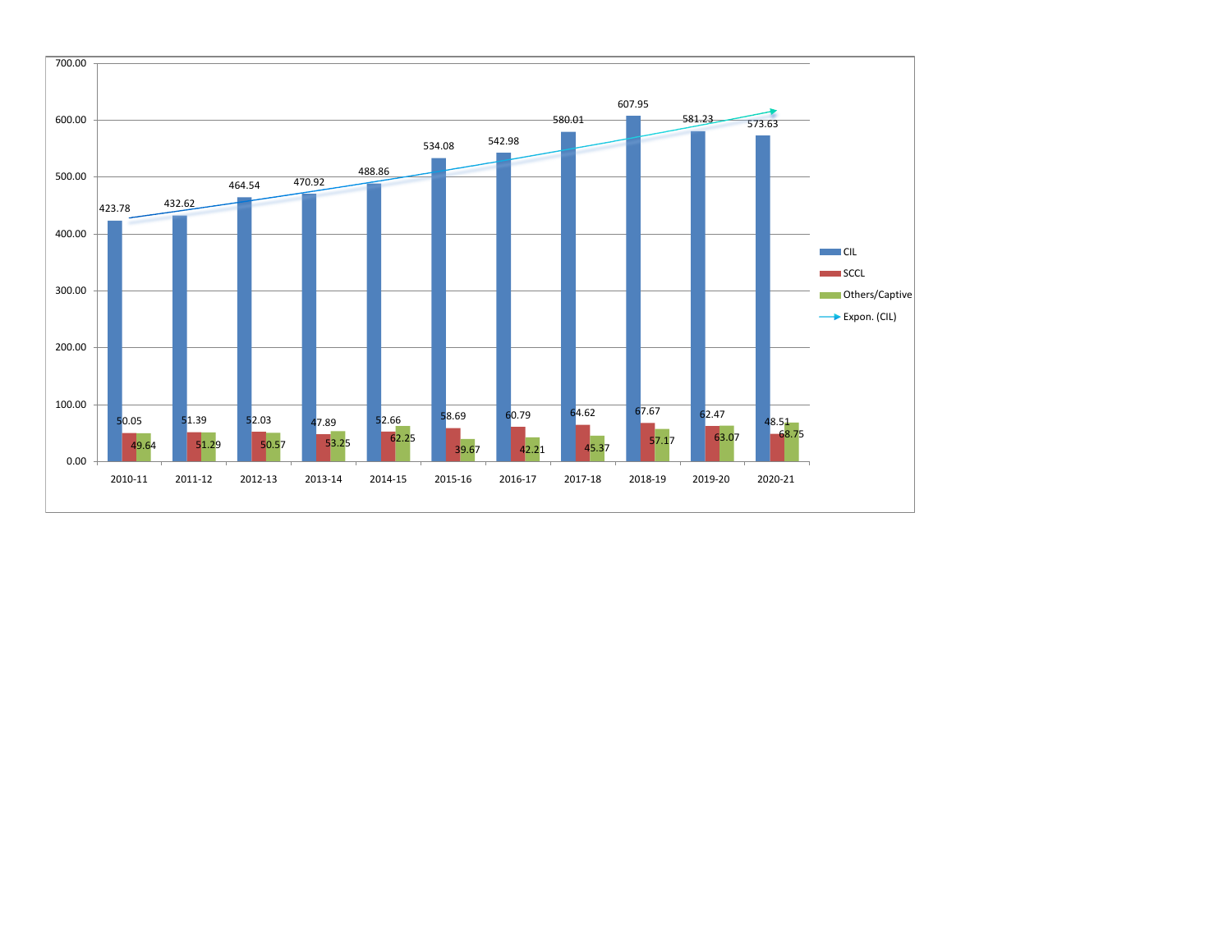700.00
600.00
500.00
400.00
300.00
200.00
100.00
0.00

423.78
432.62
464.54
470.92
488.86
534.08
542.98
580.01
607.95
581.23
573.63

50.05
49.64
51.39
51.29
52.03
50.57
47.89
53.25
52.66
62.25
58.69
39.67
60.79
42.21
64.62
45.37
67.67
57.17
62.47
63.07
48.51
68.75

2010-11
2011-12
2012-13
2013-14
2014-15
2015-16
2016-17
2017-18
2018-19
2019-20
2020-21

CIL
SCCL
Others/Captive
Expon. (CIL)